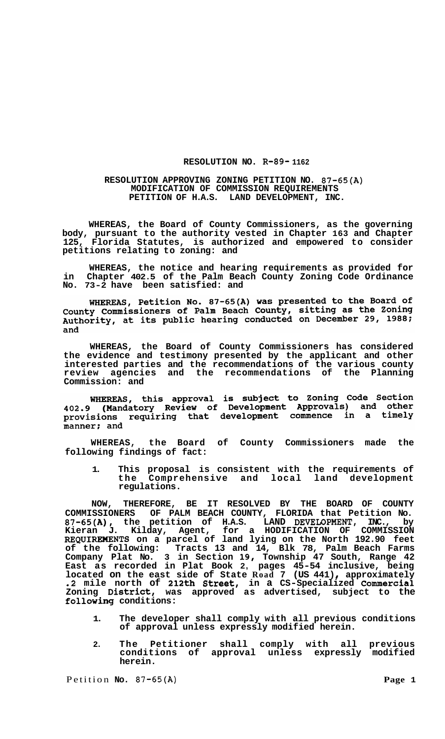# RESOLUTION NO. R-89-1162

## RESOLUTION APPROVING ZONING PETITION NO. 87-65(A) MODIFICATION OF COMMISSION REQUIREMENTS PETITION OF H.A.S. LAND DEVELOPMENT, INC.

**WHEREAS, the Board of County Commissioners, as the governing body, pursuant to the authority vested in Chapter 163 and Chapter 125, Florida Statutes, is authorized and empowered to consider petitions relating to zoning: and**

**WHEREAS, the notice and hearing requirements as provided for in Chapter 402.5 of the Palm Beach County Zoning Code Ordinance No. 73-2 have been satisfied: and**

**WHEREAS, Petition No. 87-65(A) was presented to the Board of County Commissioners of Palm Beach County, sitting as the Zoning Authority, at its public hearing conducted on December 29, 1988; and**

**WHEREAS, the Board of County Commissioners has considered the evidence and testimony presented by the applicant and other interested parties and the recommendations of the various county review agencies and the recommendations of the Planning Commission: and**

**WHEREAS, this approval is subject to Zoning Code Section 402.9 (Mandatory Review of Development Approvals) and other provisions requiring that development commence in a timely manner; and**

**WHEREAS, the Board of County Commissioners made the following findings of fact:**

1. **This proposal is consistent with the requirements of the Comprehensive and local land development regulations.**

**NOW, THEREFORE, BE IT RESOLVED BY THE BOARD OF COUNTY COMMISSIONERS OF PALM BEACH COUNTY, FLORIDA that Petition No. 87-65(A), the petition of H.A.S. LAND DEVELOPMENT, INC., by Kieran J. Kilday, Agent, for a HODIFICATION OF COMMISSION REQUIREMENTS on a parcel of land lying on the North 192.90 feet of the following: Tracts 13 and 14, Blk 78, Palm Beach Farms Company Plat No. 3 in Section 19, Township 47 South, Range 42 East as recorded in Plat Book 2, pages 45-54 inclusive, being located on the east side of State Road 7 (US 441), approximately .2 mile north of 212th Street, in a CS-Specialized Commercial Zoning District, was approved as advertised, subject to the following conditions:**

1. **The developer shall comply with all previous conditions of approval unless expressly modified herein.**
2. **The Petitioner shall comply with all previous conditions of approval unless expressly modified herein.**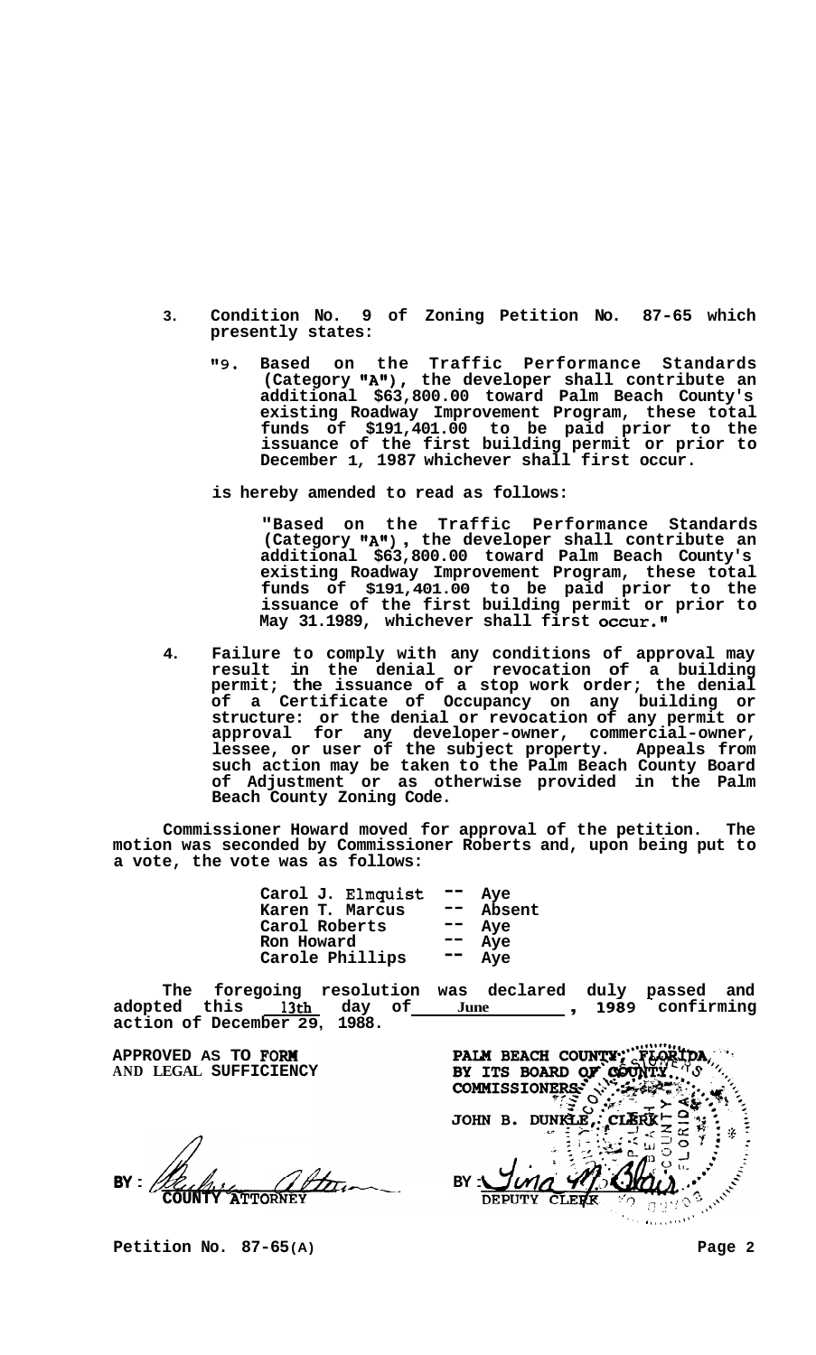3. Condition No. 9 of Zoning Petition No. 87-65 which presently states:

> "9. Based on the Traffic Performance Standards (Category "A"), the developer shall contribute an additional $63,800.00 toward Palm Beach County's existing Roadway Improvement Program, these total funds of $191,401.00 to be paid prior to the issuance of the first building permit or prior to December 1, 1987 whichever shall first occur.

is hereby amended to read as follows:

> "Based on the Traffic Performance Standards (Category "A"), the developer shall contribute an additional $63,800.00 toward Palm Beach County's existing Roadway Improvement Program, these total funds of $191,401.00 to be paid prior to the issuance of the first building permit or prior to May 31.1989, whichever shall first occur."

4. Failure to comply with any conditions of approval may result in the denial or revocation of a building permit; the issuance of a stop work order; the denial of a Certificate of Occupancy on any building or structure: or the denial or revocation of any permit or approval for any developer-owner, commercial-owner, lessee, or user of the subject property. Appeals from such action may be taken to the Palm Beach County Board of Adjustment or as otherwise provided in the Palm Beach County Zoning Code.

Commissioner Howard moved for approval of the petition. The motion was seconded by Commissioner Roberts and, upon being put to a vote, the vote was as follows:

| | | |
|---|---|---|
| Carol J. Elmquist | -- | Aye |
| Karen T. Marcus | -- | Absent |
| Carol Roberts | -- | Aye |
| Ron Howard | -- | Aye |
| Carole Phillips | -- | Aye |

The foregoing resolution was declared duly passed and adopted this 13th day of June, 1989 confirming action of December 29, 1988.

APPROVED AS TO FORM AND LEGAL SUFFICIENCY

BY: [signature]
COUNTY ATTORNEY

PALM BEACH COUNTY, FLORIDA, BY ITS BOARD OF COUNTY COMMISSIONERS

JOHN B. DUNKLE, CLERK

BY: [signature]
DEPUTY CLERK

Petition No. 87-65(A)